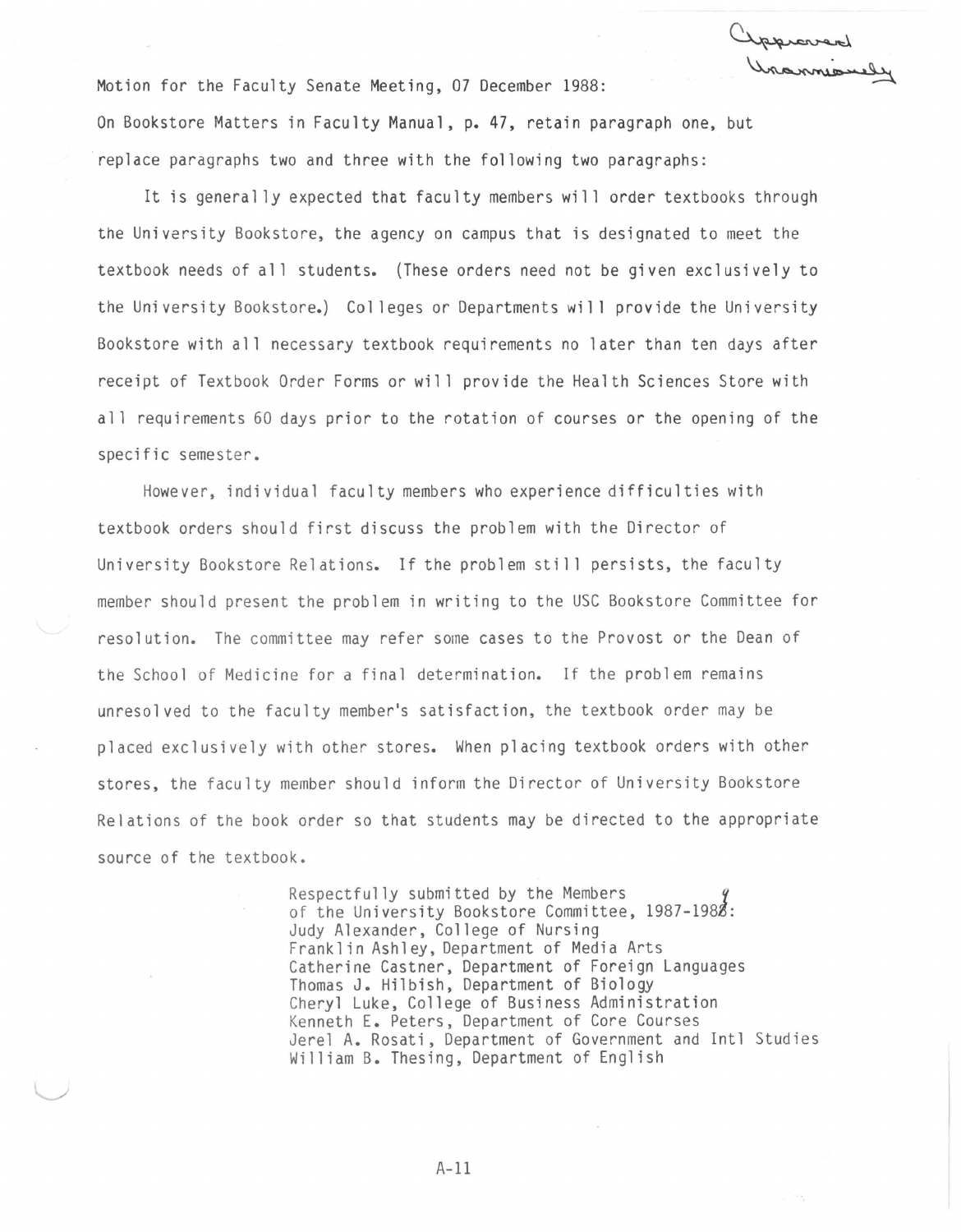Approved Unanimously

Motion for the Faculty Senate Meeting, 07 December 1988:

On Bookstore Matters in Faculty Manual, p. 47, retain paragraph one, but replace paragraphs two and three with the following two paragraphs:

It is generally expected that faculty members will order textbooks through the University Bookstore, the agency on campus that is designated to meet the textbook needs of all students. (These orders need not be given exclusively to the University Bookstore.) Colleges or Departments will provide the University Bookstore with all necessary textbook requirements no later than ten days after receipt of Textbook Order Forms or will provide the Health Sciences Store with all requirements 60 days prior to the rotation of courses or the opening of the specific semester.

However, individual faculty members who experience difficulties with textbook orders should first discuss the problem with the Director of University Bookstore Relations. If the problem still persists, the faculty member should present the problem in writing to the USC Bookstore Committee for resolution. The committee may refer some cases to the Provost or the Dean of the School of Medicine for a final determination. If the problem remains unresolved to the faculty member's satisfaction, the textbook order may be placed exclusively with other stores. When placing textbook orders with other stores, the faculty member should inform the Director of University Bookstore Relations of the book order so that students may be directed to the appropriate source of the textbook.

Respectfully submitted by the Members
of the University Bookstore Committee, 1987-1989:
Judy Alexander, College of Nursing
Franklin Ashley, Department of Media Arts
Catherine Castner, Department of Foreign Languages
Thomas J. Hilbish, Department of Biology
Cheryl Luke, College of Business Administration
Kenneth E. Peters, Department of Core Courses
Jerel A. Rosati, Department of Government and Intl Studies
William B. Thesing, Department of English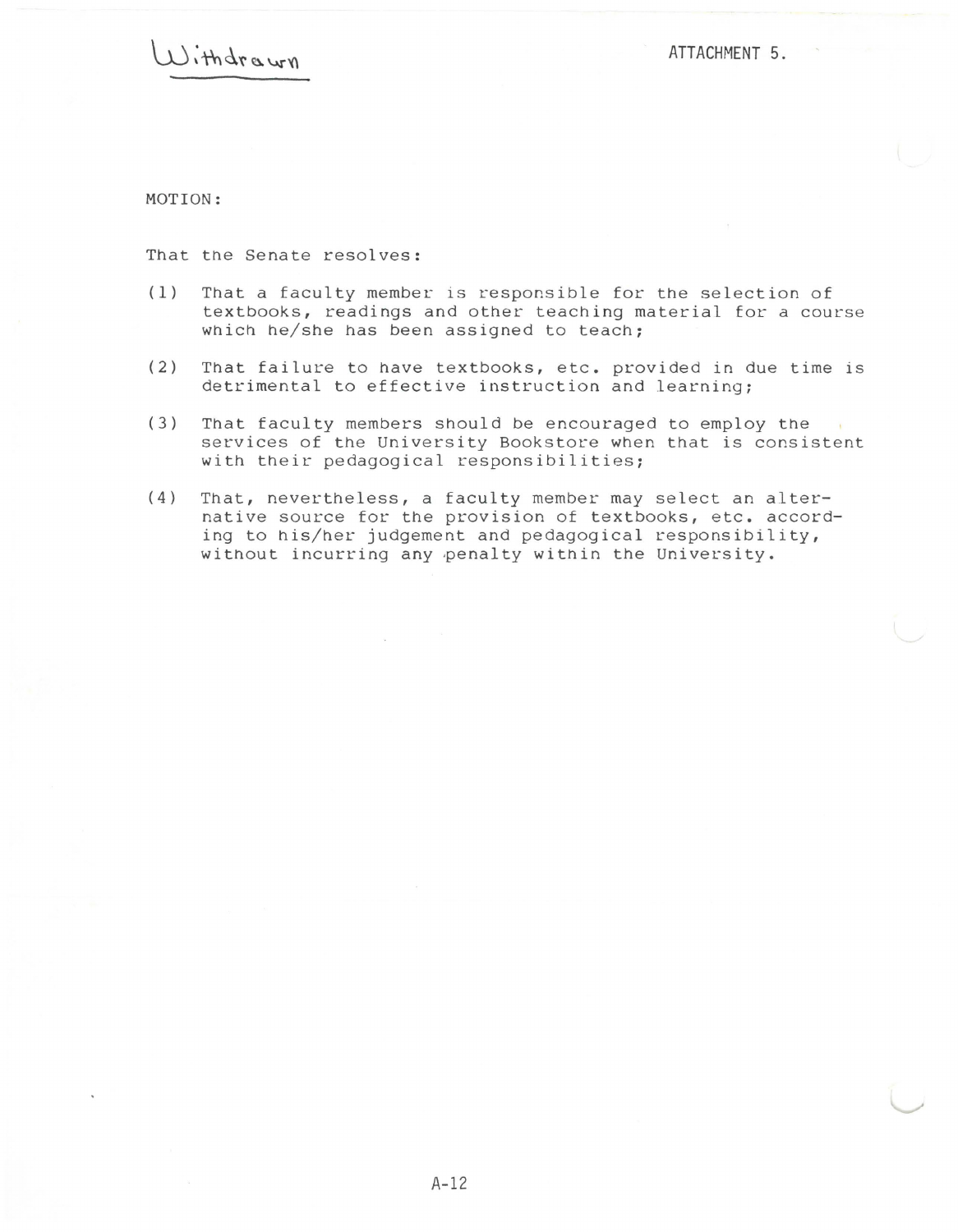Withdrawn

ATTACHMENT 5.

MOTION:

That the Senate resolves:

(1) That a faculty member is responsible for the selection of textbooks, readings and other teaching material for a course which he/she has been assigned to teach;

(2) That failure to have textbooks, etc. provided in due time is detrimental to effective instruction and learning;

(3) That faculty members should be encouraged to employ the services of the University Bookstore when that is consistent with their pedagogical responsibilities;

(4) That, nevertheless, a faculty member may select an alternative source for the provision of textbooks, etc. according to his/her judgement and pedagogical responsibility, without incurring any penalty within the University.

A-12